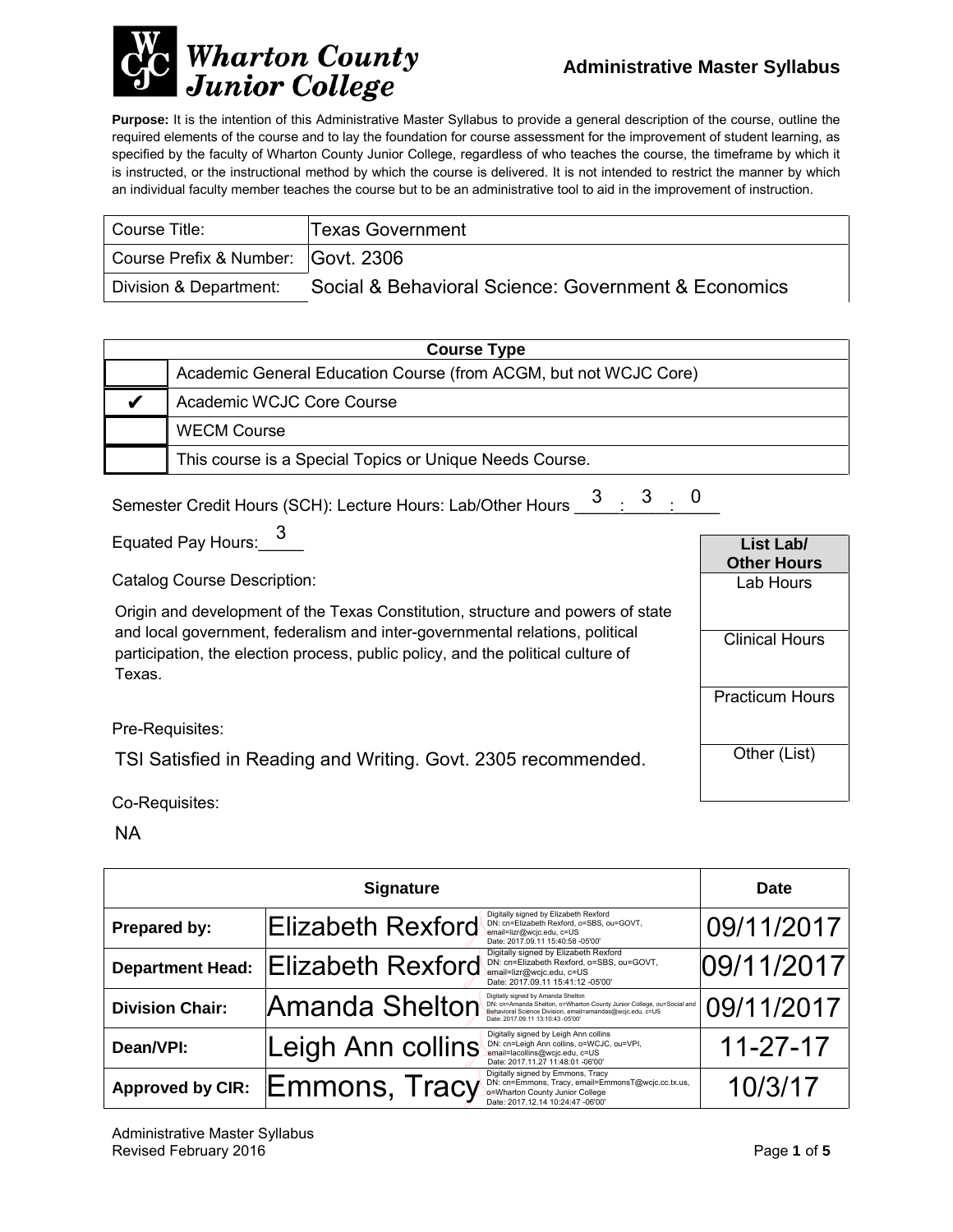# Wharton County Junior College

## Administrative Master Syllabus

**Purpose:** It is the intention of this Administrative Master Syllabus to provide a general description of the course, outline the required elements of the course and to lay the foundation for course assessment for the improvement of student learning, as specified by the faculty of Wharton County Junior College, regardless of who teaches the course, the timeframe by which it is instructed, or the instructional method by which the course is delivered. It is not intended to restrict the manner by which an individual faculty member teaches the course but to be an administrative tool to aid in the improvement of instruction.

| | |
|---|---|
| Course Title: | Texas Government |
| Course Prefix & Number: | Govt. 2306 |
| Division & Department: | Social & Behavioral Science: Government & Economics |

| Course Type | |
|---|---|
| | Academic General Education Course (from ACGM, but not WCJC Core) |
| ✔ | Academic WCJC Core Course |
| | WECM Course |
| | This course is a Special Topics or Unique Needs Course. |

Semester Credit Hours (SCH): Lecture Hours: Lab/Other Hours 3 : 3 : 0

Equated Pay Hours: 3

| List Lab/ Other Hours |
|---|
| Lab Hours |
| Clinical Hours |
| Practicum Hours |
| Other (List) |

Catalog Course Description:

Origin and development of the Texas Constitution, structure and powers of state and local government, federalism and inter-governmental relations, political participation, the election process, public policy, and the political culture of Texas.

Pre-Requisites:

TSI Satisfied in Reading and Writing. Govt. 2305 recommended.

Co-Requisites:

NA

| Signature | | Date |
|---|---|---|
| **Prepared by:** | Elizabeth Rexford (Digitally signed by Elizabeth Rexford DN: cn=Elizabeth Rexford, o=SBS, ou=GOVT, email=lizr@wcjc.edu, c=US Date: 2017.09.11 15:40:58 -05'00') | 09/11/2017 |
| **Department Head:** | Elizabeth Rexford (Digitally signed by Elizabeth Rexford DN: cn=Elizabeth Rexford, o=SBS, ou=GOVT, email=lizr@wcjc.edu, c=US Date: 2017.09.11 15:41:12 -05'00') | 09/11/2017 |
| **Division Chair:** | Amanda Shelton (Digitally signed by Amanda Shelton DN: cn=Amanda Shelton, o=Wharton County Junior College, ou=Social and Behavioral Science Division, email=amandas@wcjc.edu, c=US Date: 2017.09.11 13:10:43 -05'00') | 09/11/2017 |
| **Dean/VPI:** | Leigh Ann collins (Digitally signed by Leigh Ann collins DN: cn=Leigh Ann collins, o=WCJC, ou=VPI, email=lacollins@wcjc.edu, c=US Date: 2017.11.27 11:48:01 -06'00') | 11-27-17 |
| **Approved by CIR:** | Emmons, Tracy (Digitally signed by Emmons, Tracy DN: cn=Emmons, Tracy, email=EmmonsT@wcjc.cc.tx.us, o=Wharton County Junior College Date: 2017.12.14 10:24:47 -06'00') | 10/3/17 |

Administrative Master Syllabus
Revised February 2016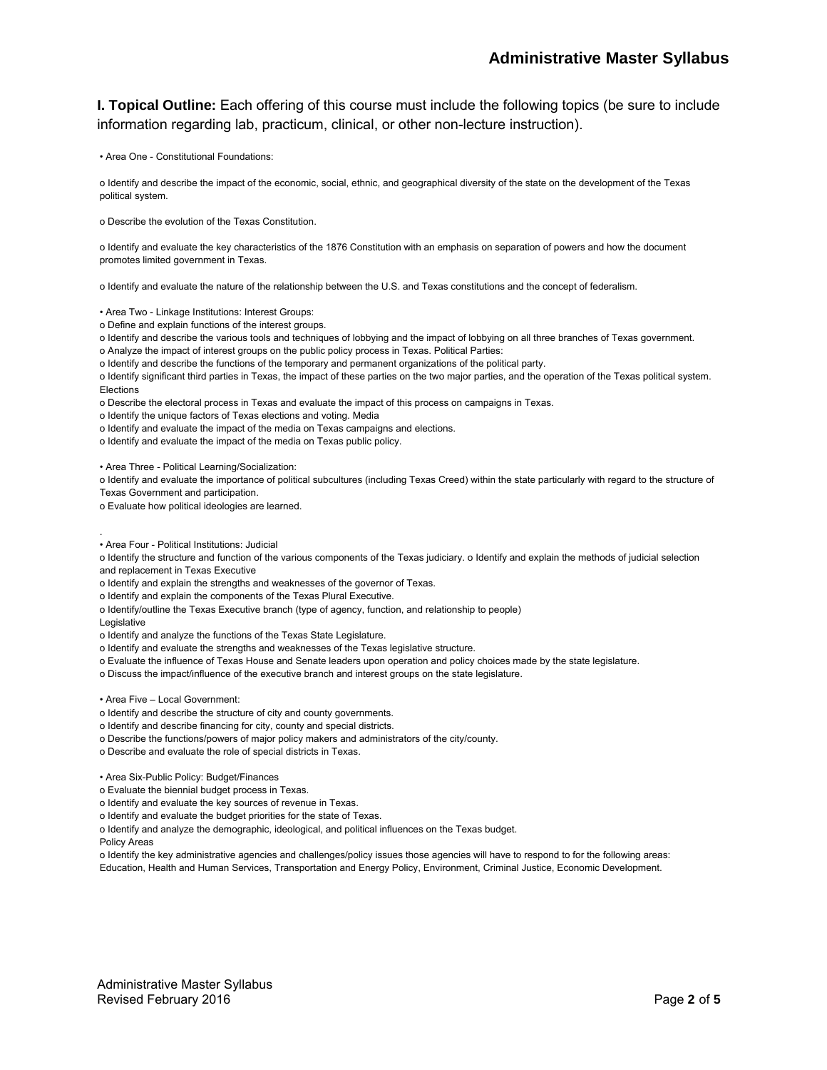**I. Topical Outline:** Each offering of this course must include the following topics (be sure to include information regarding lab, practicum, clinical, or other non-lecture instruction).

• Area One - Constitutional Foundations:

o Identify and describe the impact of the economic, social, ethnic, and geographical diversity of the state on the development of the Texas political system.

o Describe the evolution of the Texas Constitution.

o Identify and evaluate the key characteristics of the 1876 Constitution with an emphasis on separation of powers and how the document promotes limited government in Texas.

o Identify and evaluate the nature of the relationship between the U.S. and Texas constitutions and the concept of federalism.

• Area Two - Linkage Institutions: Interest Groups:
o Define and explain functions of the interest groups.
o Identify and describe the various tools and techniques of lobbying and the impact of lobbying on all three branches of Texas government.
o Analyze the impact of interest groups on the public policy process in Texas. Political Parties:
o Identify and describe the functions of the temporary and permanent organizations of the political party.
o Identify significant third parties in Texas, the impact of these parties on the two major parties, and the operation of the Texas political system.
Elections
o Describe the electoral process in Texas and evaluate the impact of this process on campaigns in Texas.
o Identify the unique factors of Texas elections and voting. Media
o Identify and evaluate the impact of the media on Texas campaigns and elections.
o Identify and evaluate the impact of the media on Texas public policy.

• Area Three - Political Learning/Socialization:
o Identify and evaluate the importance of political subcultures (including Texas Creed) within the state particularly with regard to the structure of Texas Government and participation.
o Evaluate how political ideologies are learned.

.
• Area Four - Political Institutions: Judicial
o Identify the structure and function of the various components of the Texas judiciary. o Identify and explain the methods of judicial selection and replacement in Texas Executive
o Identify and explain the strengths and weaknesses of the governor of Texas.
o Identify and explain the components of the Texas Plural Executive.
o Identify/outline the Texas Executive branch (type of agency, function, and relationship to people)
Legislative
o Identify and analyze the functions of the Texas State Legislature.
o Identify and evaluate the strengths and weaknesses of the Texas legislative structure.
o Evaluate the influence of Texas House and Senate leaders upon operation and policy choices made by the state legislature.
o Discuss the impact/influence of the executive branch and interest groups on the state legislature.

• Area Five – Local Government:
o Identify and describe the structure of city and county governments.
o Identify and describe financing for city, county and special districts.
o Describe the functions/powers of major policy makers and administrators of the city/county.
o Describe and evaluate the role of special districts in Texas.

• Area Six-Public Policy: Budget/Finances
o Evaluate the biennial budget process in Texas.
o Identify and evaluate the key sources of revenue in Texas.
o Identify and evaluate the budget priorities for the state of Texas.
o Identify and analyze the demographic, ideological, and political influences on the Texas budget.
Policy Areas
o Identify the key administrative agencies and challenges/policy issues those agencies will have to respond to for the following areas: Education, Health and Human Services, Transportation and Energy Policy, Environment, Criminal Justice, Economic Development.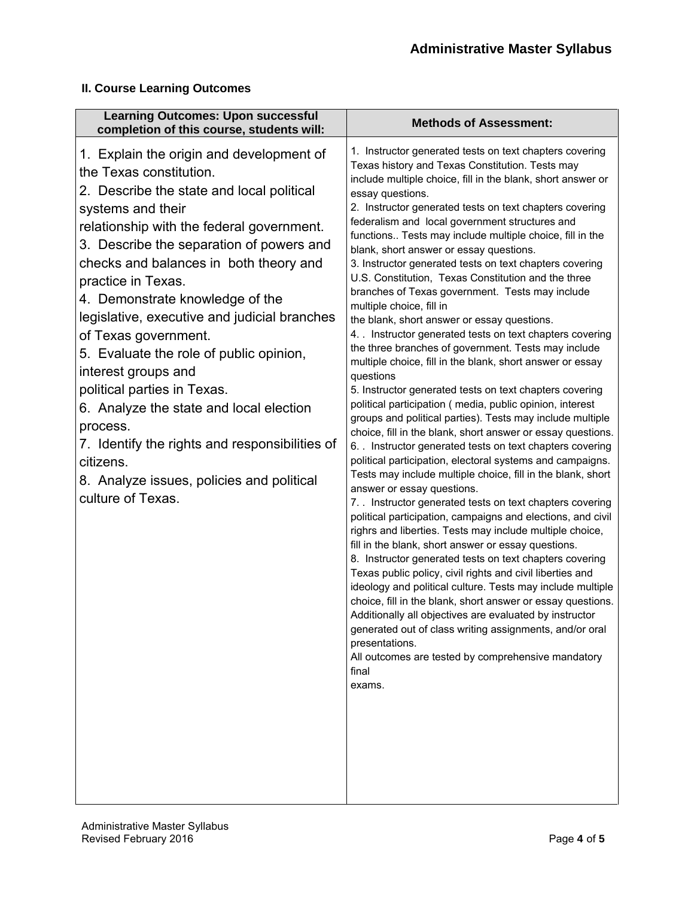## II. Course Learning Outcomes

| Learning Outcomes: Upon successful completion of this course, students will: | Methods of Assessment: |
|---|---|
| 1. Explain the origin and development of the Texas constitution.<br>2. Describe the state and local political systems and their relationship with the federal government.<br>3. Describe the separation of powers and checks and balances in both theory and practice in Texas.<br>4. Demonstrate knowledge of the legislative, executive and judicial branches of Texas government.<br>5. Evaluate the role of public opinion, interest groups and political parties in Texas.<br>6. Analyze the state and local election process.<br>7. Identify the rights and responsibilities of citizens.<br>8. Analyze issues, policies and political culture of Texas. | 1. Instructor generated tests on text chapters covering Texas history and Texas Constitution. Tests may include multiple choice, fill in the blank, short answer or essay questions.<br>2. Instructor generated tests on text chapters covering federalism and local government structures and functions.. Tests may include multiple choice, fill in the blank, short answer or essay questions.<br>3. Instructor generated tests on text chapters covering U.S. Constitution, Texas Constitution and the three branches of Texas government. Tests may include multiple choice, fill in the blank, short answer or essay questions.<br>4. . Instructor generated tests on text chapters covering the three branches of government. Tests may include multiple choice, fill in the blank, short answer or essay questions<br>5. Instructor generated tests on text chapters covering political participation ( media, public opinion, interest groups and political parties). Tests may include multiple choice, fill in the blank, short answer or essay questions.<br>6. . Instructor generated tests on text chapters covering political participation, electoral systems and campaigns. Tests may include multiple choice, fill in the blank, short answer or essay questions.<br>7. . Instructor generated tests on text chapters covering political participation, campaigns and elections, and civil righrs and liberties. Tests may include multiple choice, fill in the blank, short answer or essay questions.<br>8. Instructor generated tests on text chapters covering Texas public policy, civil rights and civil liberties and ideology and political culture. Tests may include multiple choice, fill in the blank, short answer or essay questions.<br>Additionally all objectives are evaluated by instructor generated out of class writing assignments, and/or oral presentations.<br>All outcomes are tested by comprehensive mandatory final exams. |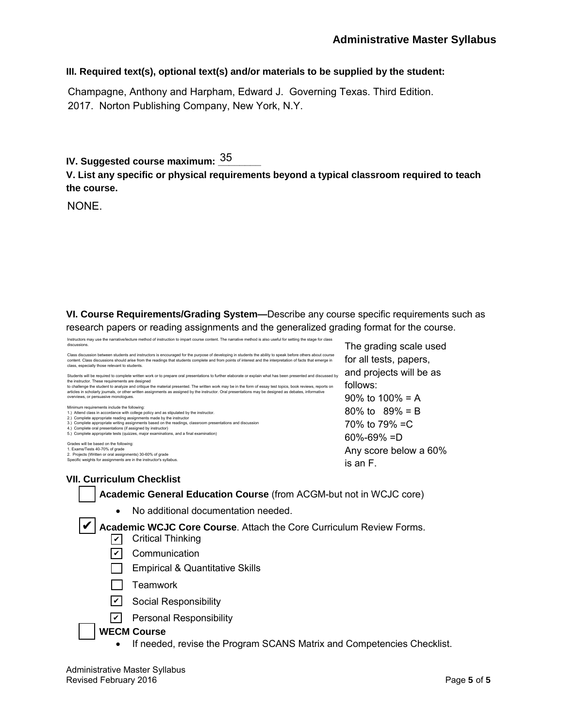## III. Required text(s), optional text(s) and/or materials to be supplied by the student:

Champagne, Anthony and Harpham, Edward J. Governing Texas. Third Edition. 2017. Norton Publishing Company, New York, N.Y.

## IV. Suggested course maximum: 35

## V. List any specific or physical requirements beyond a typical classroom required to teach the course.

NONE.

## VI. Course Requirements/Grading System—Describe any course specific requirements such as research papers or reading assignments and the generalized grading format for the course.

Instructors may use the narrative/lecture method of instruction to impart course content. The narrative method is also useful for setting the stage for class discussions.

Class discussion between students and instructors is encouraged for the purpose of developing in students the ability to speak before others about course content. Class discussions should arise from the readings that students complete and from points of interest and the interpretation of facts that emerge in class, especially those relevant to students.

Students will be required to complete written work or to prepare oral presentations to further elaborate or explain what has been presented and discussed by the instructor. These requirements are designed
to challenge the student to analyze and critique the material presented. The written work may be in the form of essay test topics, book reviews, reports on articles in scholarly journals, or other written assignments as assigned by the instructor. Oral presentations may be designed as debates, informative overviews, or persuasive monologues.

Minimum requirements include the following:
1.) Attend class in accordance with college policy and as stipulated by the instructor.
2.) Complete appropriate reading assignments made by the instructor
3.) Complete appropriate writing assignments based on the readings, classroom presentations and discussion
4.) Complete oral presentations (if assigned by instructor)
5.) Complete appropriate tests (quizzes, major examinations, and a final examination)

Grades will be based on the following:
1. Exams/Tests 40-70% of grade
2. Projects (Written or oral assignments) 30-60% of grade
Specific weights for assignments are in the instructor's syllabus.

The grading scale used for all tests, papers, and projects will be as follows:
90% to 100% = A
80% to 89% = B
70% to 79% =C
60%-69% =D
Any score below a 60% is an F.

## VII. Curriculum Checklist

- [ ] **Academic General Education Course** (from ACGM-but not in WCJC core)
  - No additional documentation needed.
- [x] **Academic WCJC Core Course**. Attach the Core Curriculum Review Forms.
  - [x] Critical Thinking
  - [x] Communication
  - [ ] Empirical & Quantitative Skills
  - [ ] Teamwork
  - [x] Social Responsibility
  - [x] Personal Responsibility
- [ ] **WECM Course**
  - If needed, revise the Program SCANS Matrix and Competencies Checklist.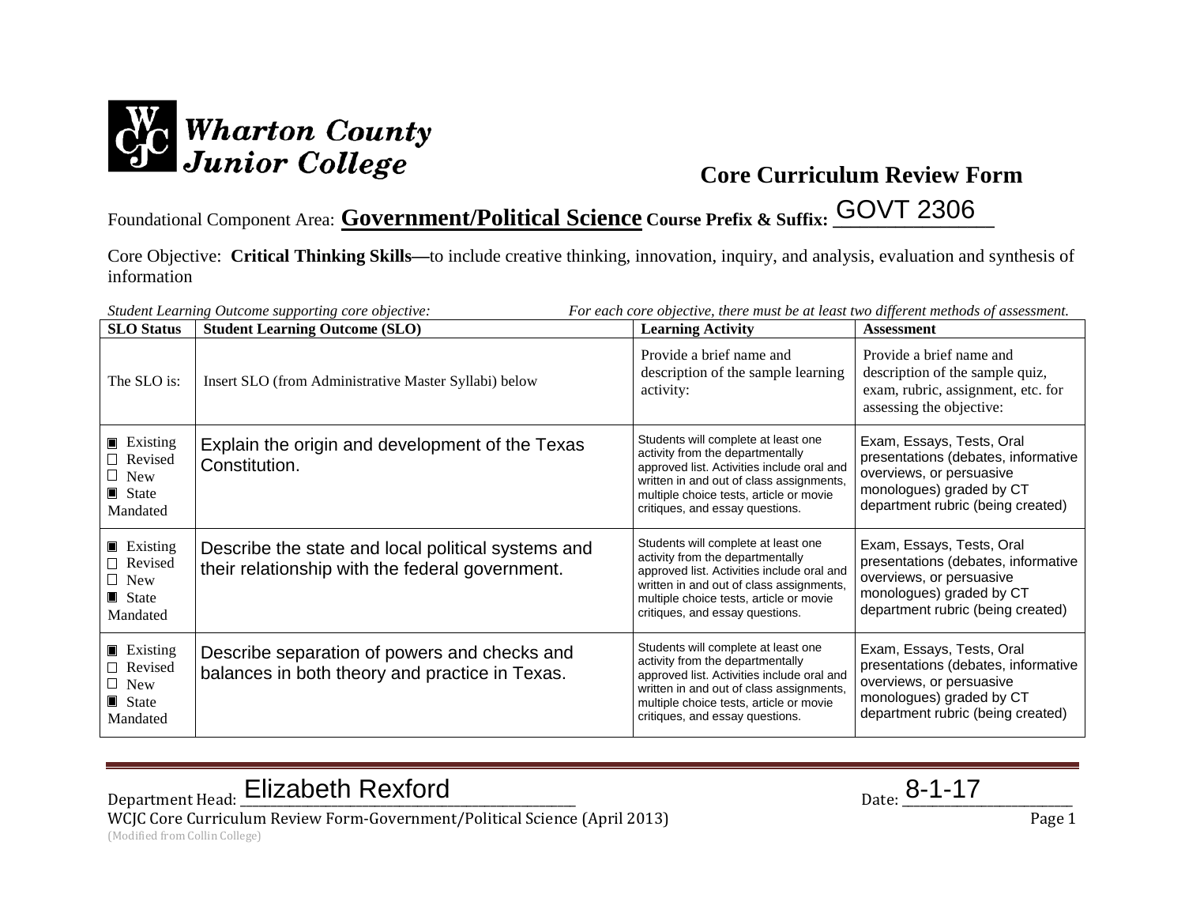Wharton County Junior College

# Core Curriculum Review Form

Foundational Component Area: **Government/Political Science** **Course Prefix & Suffix:** GOVT 2306

Core Objective: **Critical Thinking Skills—**to include creative thinking, innovation, inquiry, and analysis, evaluation and synthesis of information

*Student Learning Outcome supporting core objective:* *For each core objective, there must be at least two different methods of assessment.*

| SLO Status | Student Learning Outcome (SLO) | Learning Activity | Assessment |
|---|---|---|---|
| The SLO is: | Insert SLO (from Administrative Master Syllabi) below | Provide a brief name and description of the sample learning activity: | Provide a brief name and description of the sample quiz, exam, rubric, assignment, etc. for assessing the objective: |
| ■ Existing<br>☐ Revised<br>☐ New<br>■ State Mandated | Explain the origin and development of the Texas Constitution. | Students will complete at least one activity from the departmentally approved list. Activities include oral and written in and out of class assignments, multiple choice tests, article or movie critiques, and essay questions. | Exam, Essays, Tests, Oral presentations (debates, informative overviews, or persuasive monologues) graded by CT department rubric (being created) |
| ■ Existing<br>☐ Revised<br>☐ New<br>■ State Mandated | Describe the state and local political systems and their relationship with the federal government. | Students will complete at least one activity from the departmentally approved list. Activities include oral and written in and out of class assignments, multiple choice tests, article or movie critiques, and essay questions. | Exam, Essays, Tests, Oral presentations (debates, informative overviews, or persuasive monologues) graded by CT department rubric (being created) |
| ■ Existing<br>☐ Revised<br>☐ New<br>■ State Mandated | Describe separation of powers and checks and balances in both theory and practice in Texas. | Students will complete at least one activity from the departmentally approved list. Activities include oral and written in and out of class assignments, multiple choice tests, article or movie critiques, and essay questions. | Exam, Essays, Tests, Oral presentations (debates, informative overviews, or persuasive monologues) graded by CT department rubric (being created) |

Department Head: Elizabeth Rexford Date: 8-1-17

WCJC Core Curriculum Review Form-Government/Political Science (April 2013)
(Modified from Collin College)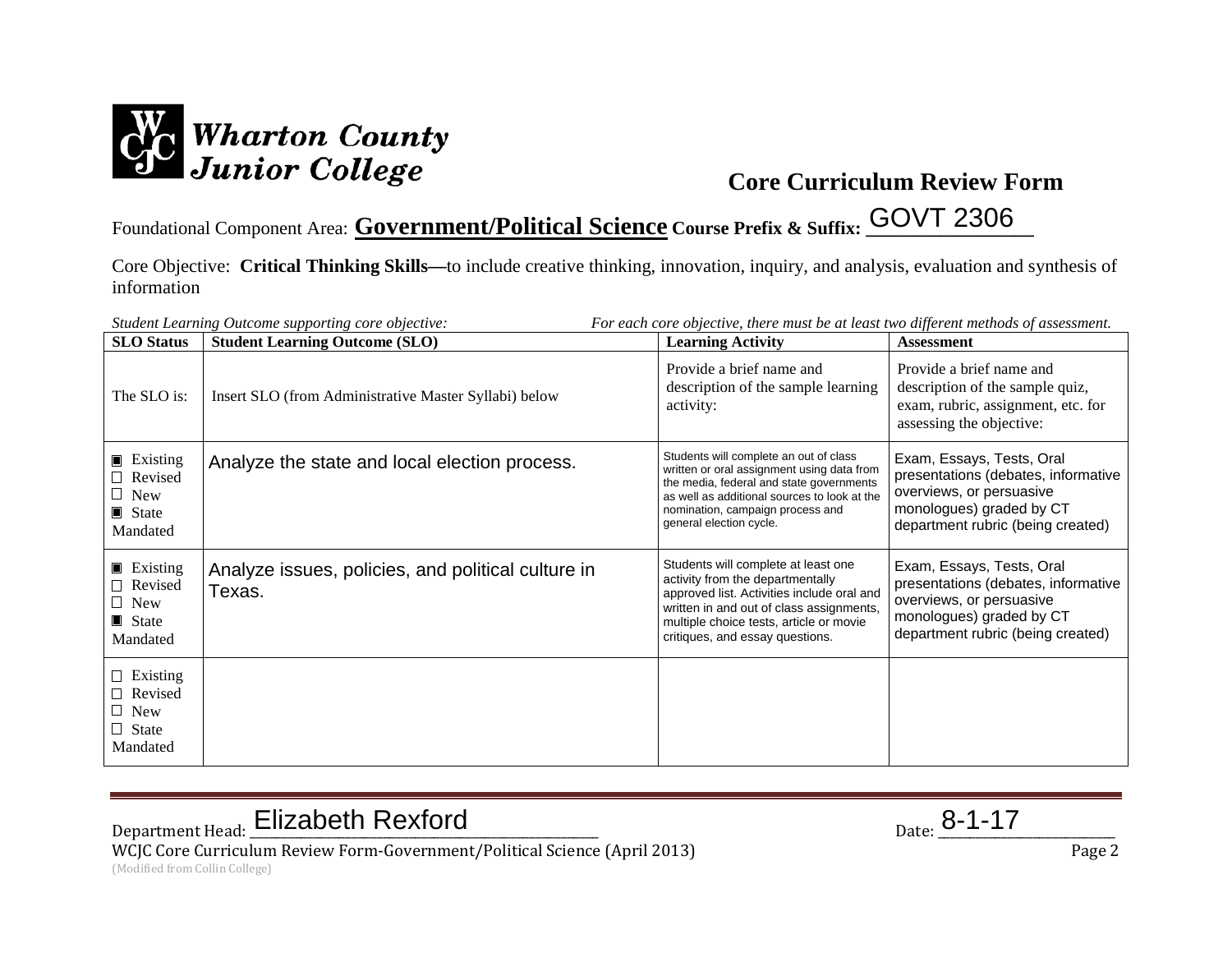Wharton County Junior College

## Core Curriculum Review Form

Foundational Component Area: **Government/Political Science** **Course Prefix & Suffix:** GOVT 2306

Core Objective: **Critical Thinking Skills—**to include creative thinking, innovation, inquiry, and analysis, evaluation and synthesis of information

*Student Learning Outcome supporting core objective:* *For each core objective, there must be at least two different methods of assessment.*

| SLO Status | Student Learning Outcome (SLO) | Learning Activity | Assessment |
|---|---|---|---|
| The SLO is: | Insert SLO (from Administrative Master Syllabi) below | Provide a brief name and description of the sample learning activity: | Provide a brief name and description of the sample quiz, exam, rubric, assignment, etc. for assessing the objective: |
| ▣ Existing ☐ Revised ☐ New ▣ State Mandated | Analyze the state and local election process. | Students will complete an out of class written or oral assignment using data from the media, federal and state governments as well as additional sources to look at the nomination, campaign process and general election cycle. | Exam, Essays, Tests, Oral presentations (debates, informative overviews, or persuasive monologues) graded by CT department rubric (being created) |
| ▣ Existing ☐ Revised ☐ New ▣ State Mandated | Analyze issues, policies, and political culture in Texas. | Students will complete at least one activity from the departmentally approved list. Activities include oral and written in and out of class assignments, multiple choice tests, article or movie critiques, and essay questions. | Exam, Essays, Tests, Oral presentations (debates, informative overviews, or persuasive monologues) graded by CT department rubric (being created) |
| ☐ Existing ☐ Revised ☐ New ☐ State Mandated | | | |

Department Head: Elizabeth Rexford Date: 8-1-17

WCJC Core Curriculum Review Form-Government/Political Science (April 2013)
(Modified from Collin College)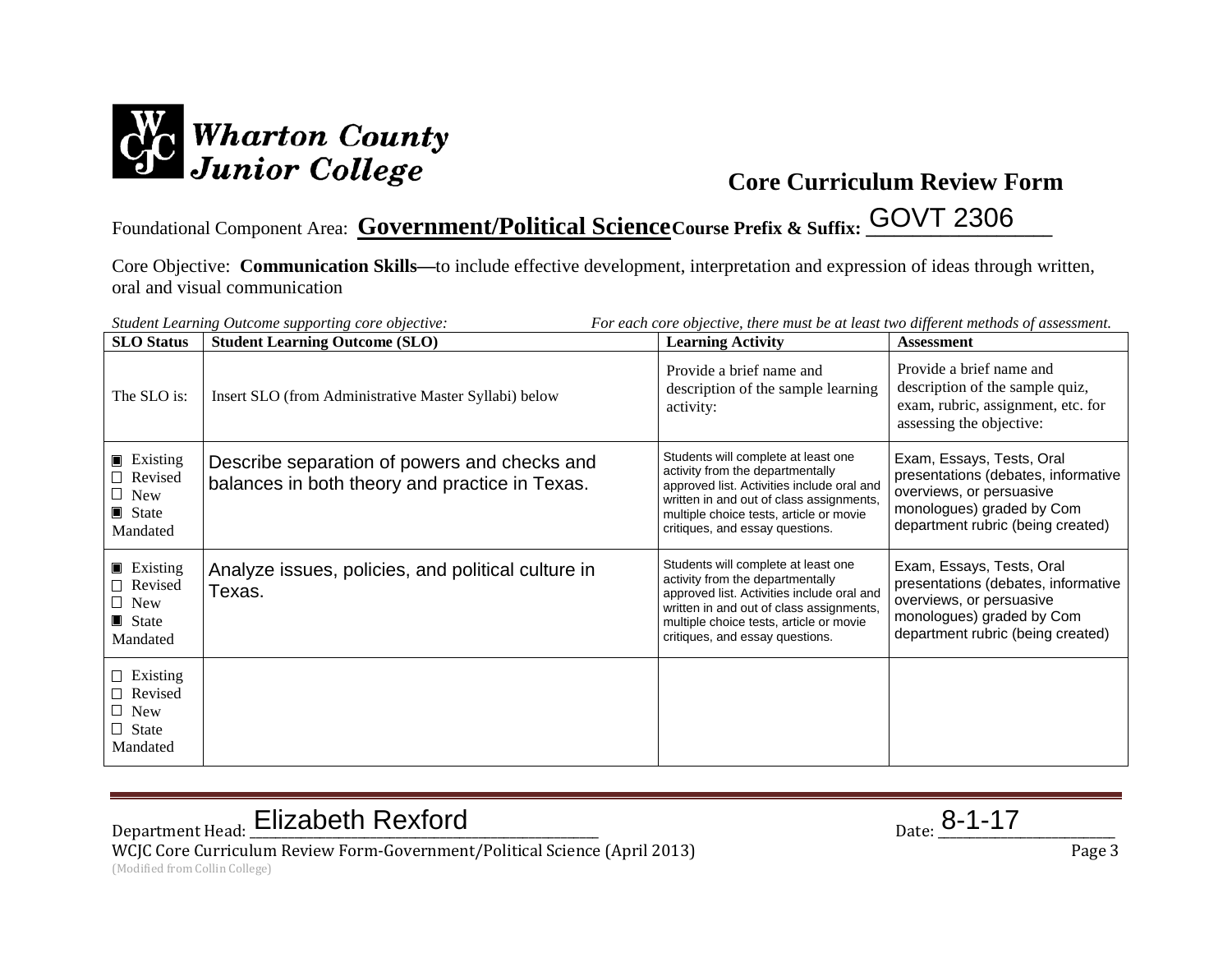Wharton County Junior College

## Core Curriculum Review Form

Foundational Component Area: **Government/Political Science** **Course Prefix & Suffix:** GOVT 2306

Core Objective: **Communication Skills—**to include effective development, interpretation and expression of ideas through written, oral and visual communication

*Student Learning Outcome supporting core objective:* *For each core objective, there must be at least two different methods of assessment.*

| SLO Status | Student Learning Outcome (SLO) | Learning Activity | Assessment |
|---|---|---|---|
| The SLO is: | Insert SLO (from Administrative Master Syllabi) below | Provide a brief name and description of the sample learning activity: | Provide a brief name and description of the sample quiz, exam, rubric, assignment, etc. for assessing the objective: |
| ■ Existing<br>☐ Revised<br>☐ New<br>■ State Mandated | Describe separation of powers and checks and balances in both theory and practice in Texas. | Students will complete at least one activity from the departmentally approved list. Activities include oral and written in and out of class assignments, multiple choice tests, article or movie critiques, and essay questions. | Exam, Essays, Tests, Oral presentations (debates, informative overviews, or persuasive monologues) graded by Com department rubric (being created) |
| ■ Existing<br>☐ Revised<br>☐ New<br>■ State Mandated | Analyze issues, policies, and political culture in Texas. | Students will complete at least one activity from the departmentally approved list. Activities include oral and written in and out of class assignments, multiple choice tests, article or movie critiques, and essay questions. | Exam, Essays, Tests, Oral presentations (debates, informative overviews, or persuasive monologues) graded by Com department rubric (being created) |
| ☐ Existing<br>☐ Revised<br>☐ New<br>☐ State Mandated | | | |

Department Head: Elizabeth Rexford Date: 8-1-17

WCJC Core Curriculum Review Form-Government/Political Science (April 2013)

(Modified from Collin College)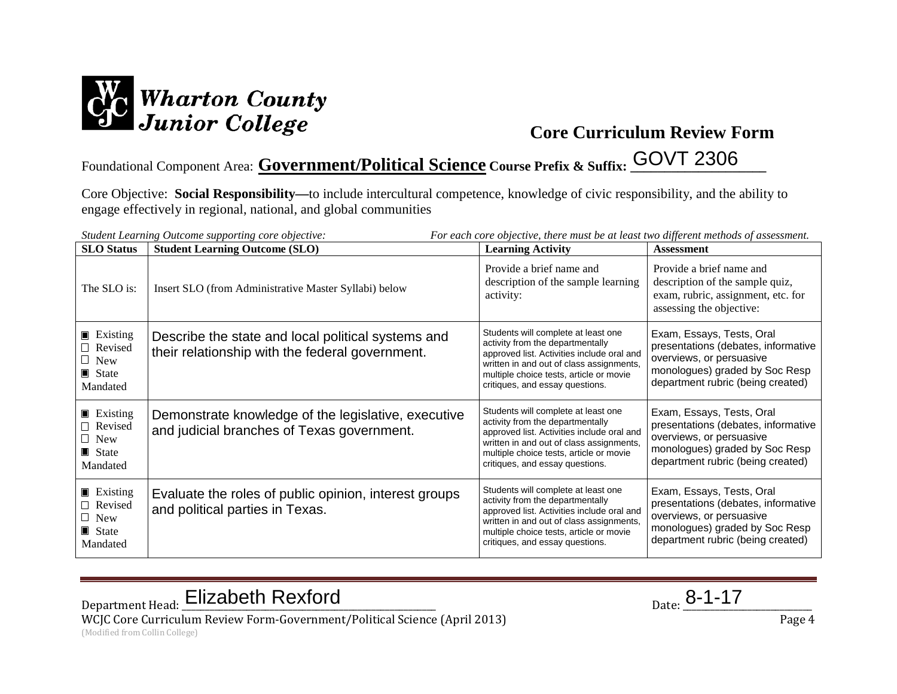Wharton County Junior College

## Core Curriculum Review Form

Foundational Component Area: **Government/Political Science** **Course Prefix & Suffix:** GOVT 2306

Core Objective: **Social Responsibility—**to include intercultural competence, knowledge of civic responsibility, and the ability to engage effectively in regional, national, and global communities

*Student Learning Outcome supporting core objective:* *For each core objective, there must be at least two different methods of assessment.*

| SLO Status | Student Learning Outcome (SLO) | Learning Activity | Assessment |
|---|---|---|---|
| The SLO is: | Insert SLO (from Administrative Master Syllabi) below | Provide a brief name and description of the sample learning activity: | Provide a brief name and description of the sample quiz, exam, rubric, assignment, etc. for assessing the objective: |
| ■ Existing ☐ Revised ☐ New ■ State Mandated | Describe the state and local political systems and their relationship with the federal government. | Students will complete at least one activity from the departmentally approved list. Activities include oral and written in and out of class assignments, multiple choice tests, article or movie critiques, and essay questions. | Exam, Essays, Tests, Oral presentations (debates, informative overviews, or persuasive monologues) graded by Soc Resp department rubric (being created) |
| ■ Existing ☐ Revised ☐ New ■ State Mandated | Demonstrate knowledge of the legislative, executive and judicial branches of Texas government. | Students will complete at least one activity from the departmentally approved list. Activities include oral and written in and out of class assignments, multiple choice tests, article or movie critiques, and essay questions. | Exam, Essays, Tests, Oral presentations (debates, informative overviews, or persuasive monologues) graded by Soc Resp department rubric (being created) |
| ■ Existing ☐ Revised ☐ New ■ State Mandated | Evaluate the roles of public opinion, interest groups and political parties in Texas. | Students will complete at least one activity from the departmentally approved list. Activities include oral and written in and out of class assignments, multiple choice tests, article or movie critiques, and essay questions. | Exam, Essays, Tests, Oral presentations (debates, informative overviews, or persuasive monologues) graded by Soc Resp department rubric (being created) |

Department Head: Elizabeth Rexford Date: 8-1-17

WCJC Core Curriculum Review Form-Government/Political Science (April 2013)

(Modified from Collin College)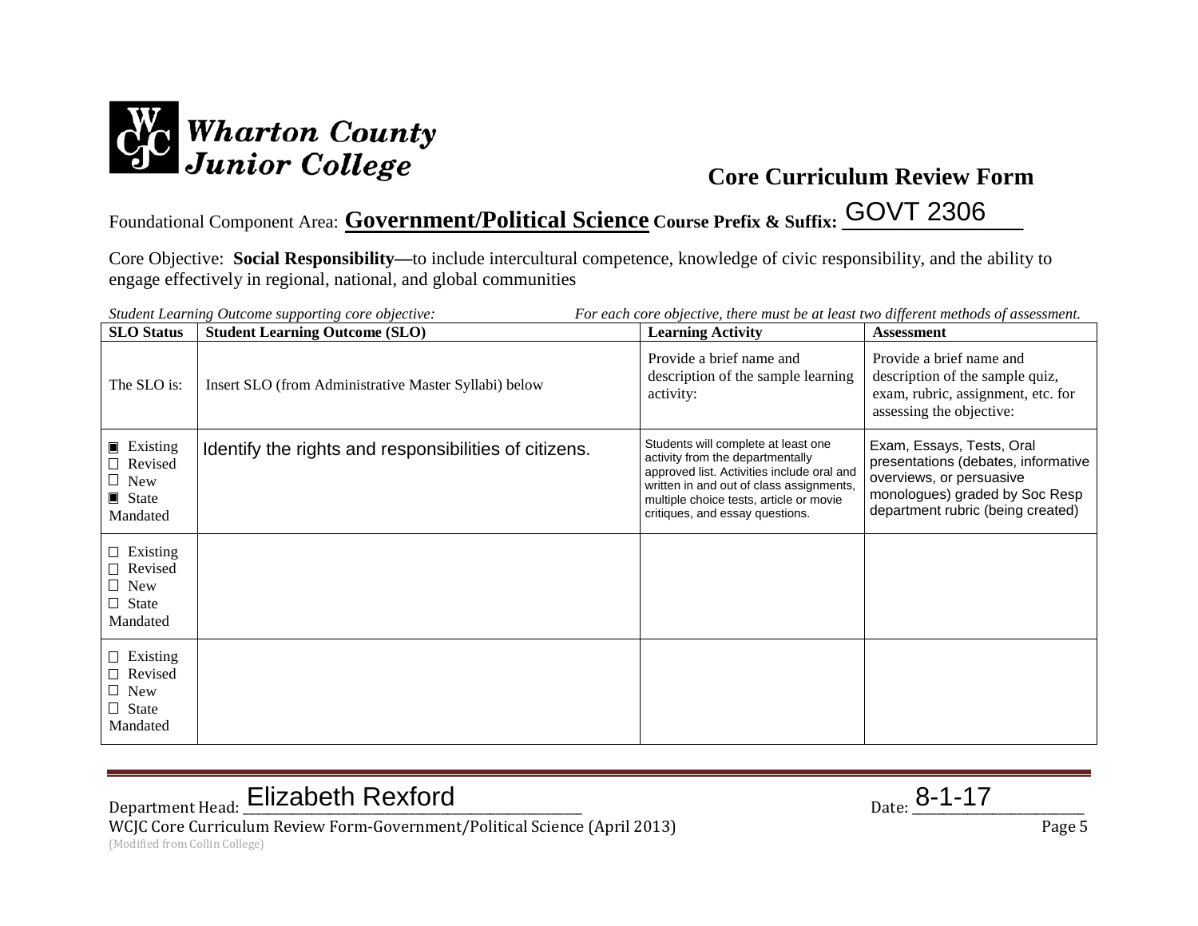**Wharton County Junior College**

# Core Curriculum Review Form

Foundational Component Area: **Government/Political Science** **Course Prefix & Suffix:** GOVT 2306

Core Objective: **Social Responsibility—**to include intercultural competence, knowledge of civic responsibility, and the ability to engage effectively in regional, national, and global communities

*Student Learning Outcome supporting core objective:* *For each core objective, there must be at least two different methods of assessment.*

| SLO Status | Student Learning Outcome (SLO) | Learning Activity | Assessment |
|---|---|---|---|
| The SLO is: | Insert SLO (from Administrative Master Syllabi) below | Provide a brief name and description of the sample learning activity: | Provide a brief name and description of the sample quiz, exam, rubric, assignment, etc. for assessing the objective: |
| ▣ Existing<br>☐ Revised<br>☐ New<br>▣ State Mandated | Identify the rights and responsibilities of citizens. | Students will complete at least one activity from the departmentally approved list. Activities include oral and written in and out of class assignments, multiple choice tests, article or movie critiques, and essay questions. | Exam, Essays, Tests, Oral presentations (debates, informative overviews, or persuasive monologues) graded by Soc Resp department rubric (being created) |
| ☐ Existing<br>☐ Revised<br>☐ New<br>☐ State Mandated | | | |
| ☐ Existing<br>☐ Revised<br>☐ New<br>☐ State Mandated | | | |

Department Head: Elizabeth Rexford Date: 8-1-17

WCJC Core Curriculum Review Form-Government/Political Science (April 2013)

(Modified from Collin College)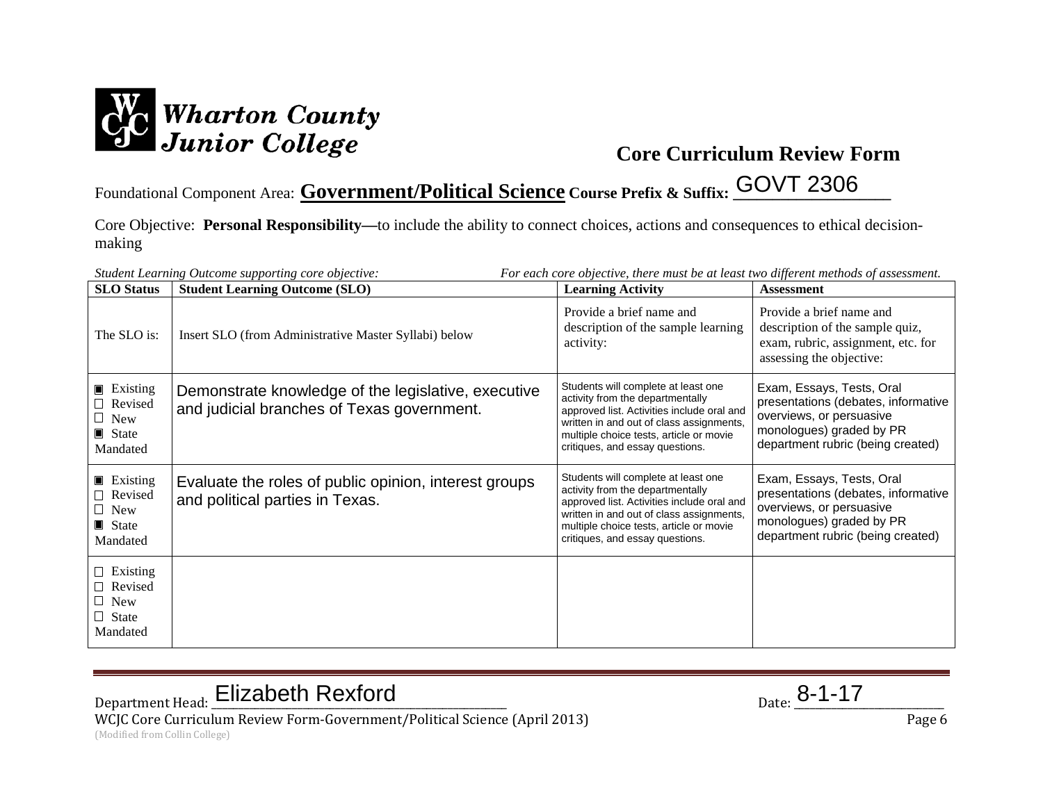Wharton County Junior College

# Core Curriculum Review Form

Foundational Component Area: **Government/Political Science** **Course Prefix & Suffix:** GOVT 2306

Core Objective: **Personal Responsibility—**to include the ability to connect choices, actions and consequences to ethical decision-making

*Student Learning Outcome supporting core objective:* *For each core objective, there must be at least two different methods of assessment.*

| SLO Status | Student Learning Outcome (SLO) | Learning Activity | Assessment |
|---|---|---|---|
| The SLO is: | Insert SLO (from Administrative Master Syllabi) below | Provide a brief name and description of the sample learning activity: | Provide a brief name and description of the sample quiz, exam, rubric, assignment, etc. for assessing the objective: |
| ▣ Existing ☐ Revised ☐ New ▣ State Mandated | Demonstrate knowledge of the legislative, executive and judicial branches of Texas government. | Students will complete at least one activity from the departmentally approved list. Activities include oral and written in and out of class assignments, multiple choice tests, article or movie critiques, and essay questions. | Exam, Essays, Tests, Oral presentations (debates, informative overviews, or persuasive monologues) graded by PR department rubric (being created) |
| ▣ Existing ☐ Revised ☐ New ▣ State Mandated | Evaluate the roles of public opinion, interest groups and political parties in Texas. | Students will complete at least one activity from the departmentally approved list. Activities include oral and written in and out of class assignments, multiple choice tests, article or movie critiques, and essay questions. | Exam, Essays, Tests, Oral presentations (debates, informative overviews, or persuasive monologues) graded by PR department rubric (being created) |
| ☐ Existing ☐ Revised ☐ New ☐ State Mandated | | | |

Department Head: Elizabeth Rexford Date: 8-1-17

WCJC Core Curriculum Review Form-Government/Political Science (April 2013)

(Modified from Collin College)